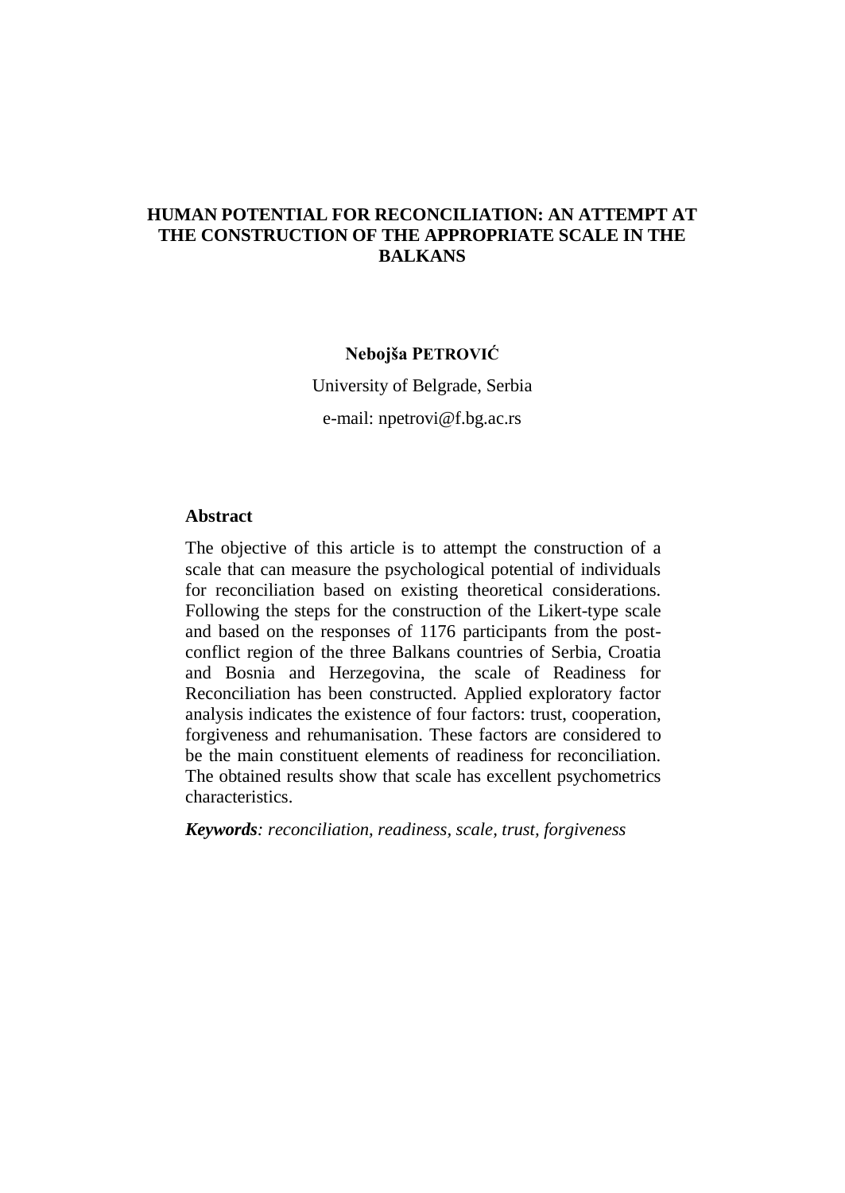# HUMAN POTENTIAL FOR RECONCILIATION: AN ATTEMPT AT THE CONSTRUCTION OF THE APPROPRIATE SCALE IN THE BALKANS

**Nebojša PETROVIĆ**

University of Belgrade, Serbia

e-mail: npetrovi@f.bg.ac.rs

## Abstract

The objective of this article is to attempt the construction of a scale that can measure the psychological potential of individuals for reconciliation based on existing theoretical considerations. Following the steps for the construction of the Likert-type scale and based on the responses of 1176 participants from the post-conflict region of the three Balkans countries of Serbia, Croatia and Bosnia and Herzegovina, the scale of Readiness for Reconciliation has been constructed. Applied exploratory factor analysis indicates the existence of four factors: trust, cooperation, forgiveness and rehumanisation. These factors are considered to be the main constituent elements of readiness for reconciliation. The obtained results show that scale has excellent psychometrics characteristics.

***Keywords**: reconciliation, readiness, scale, trust, forgiveness*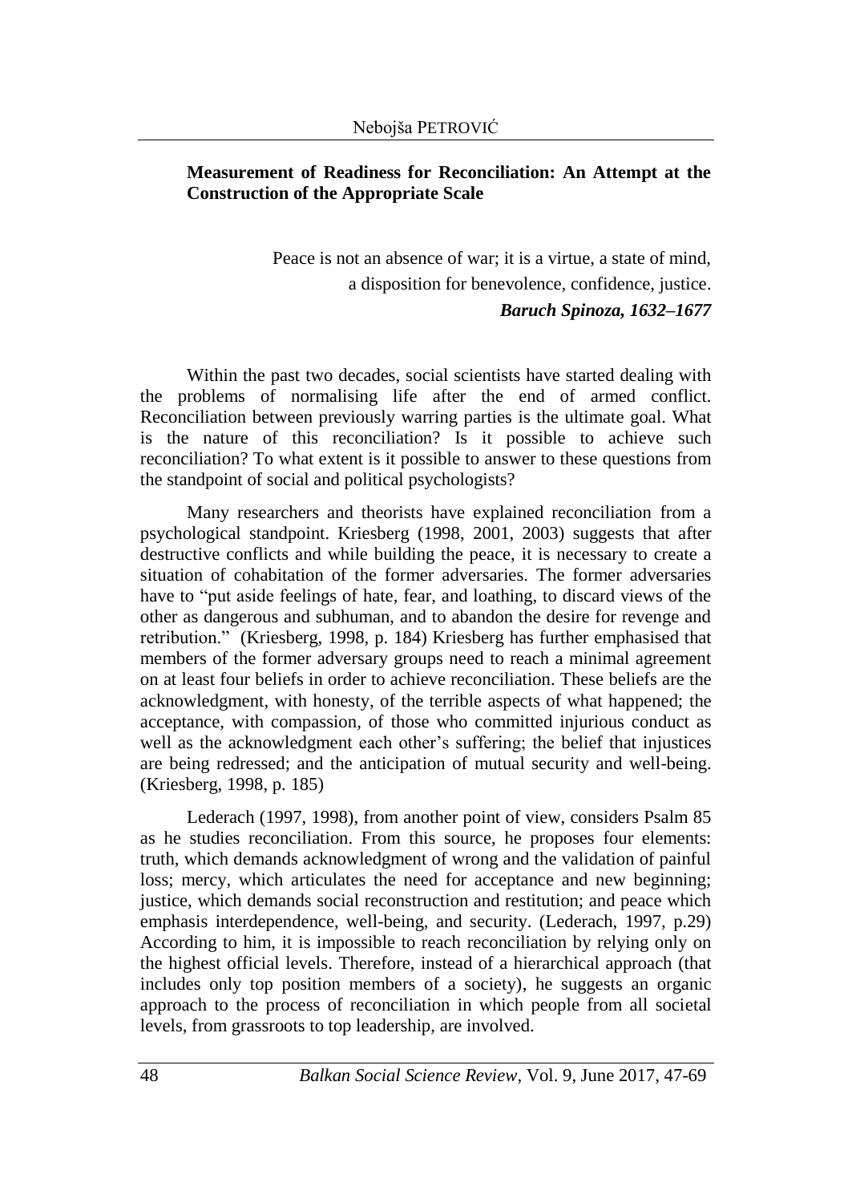**Measurement of Readiness for Reconciliation: An Attempt at the Construction of the Appropriate Scale**

Peace is not an absence of war; it is a virtue, a state of mind,
a disposition for benevolence, confidence, justice.
***Baruch Spinoza, 1632–1677***

Within the past two decades, social scientists have started dealing with the problems of normalising life after the end of armed conflict. Reconciliation between previously warring parties is the ultimate goal. What is the nature of this reconciliation? Is it possible to achieve such reconciliation? To what extent is it possible to answer to these questions from the standpoint of social and political psychologists?

Many researchers and theorists have explained reconciliation from a psychological standpoint. Kriesberg (1998, 2001, 2003) suggests that after destructive conflicts and while building the peace, it is necessary to create a situation of cohabitation of the former adversaries. The former adversaries have to "put aside feelings of hate, fear, and loathing, to discard views of the other as dangerous and subhuman, and to abandon the desire for revenge and retribution." (Kriesberg, 1998, p. 184) Kriesberg has further emphasised that members of the former adversary groups need to reach a minimal agreement on at least four beliefs in order to achieve reconciliation. These beliefs are the acknowledgment, with honesty, of the terrible aspects of what happened; the acceptance, with compassion, of those who committed injurious conduct as well as the acknowledgment each other's suffering; the belief that injustices are being redressed; and the anticipation of mutual security and well-being. (Kriesberg, 1998, p. 185)

Lederach (1997, 1998), from another point of view, considers Psalm 85 as he studies reconciliation. From this source, he proposes four elements: truth, which demands acknowledgment of wrong and the validation of painful loss; mercy, which articulates the need for acceptance and new beginning; justice, which demands social reconstruction and restitution; and peace which emphasis interdependence, well-being, and security. (Lederach, 1997, p.29) According to him, it is impossible to reach reconciliation by relying only on the highest official levels. Therefore, instead of a hierarchical approach (that includes only top position members of a society), he suggests an organic approach to the process of reconciliation in which people from all societal levels, from grassroots to top leadership, are involved.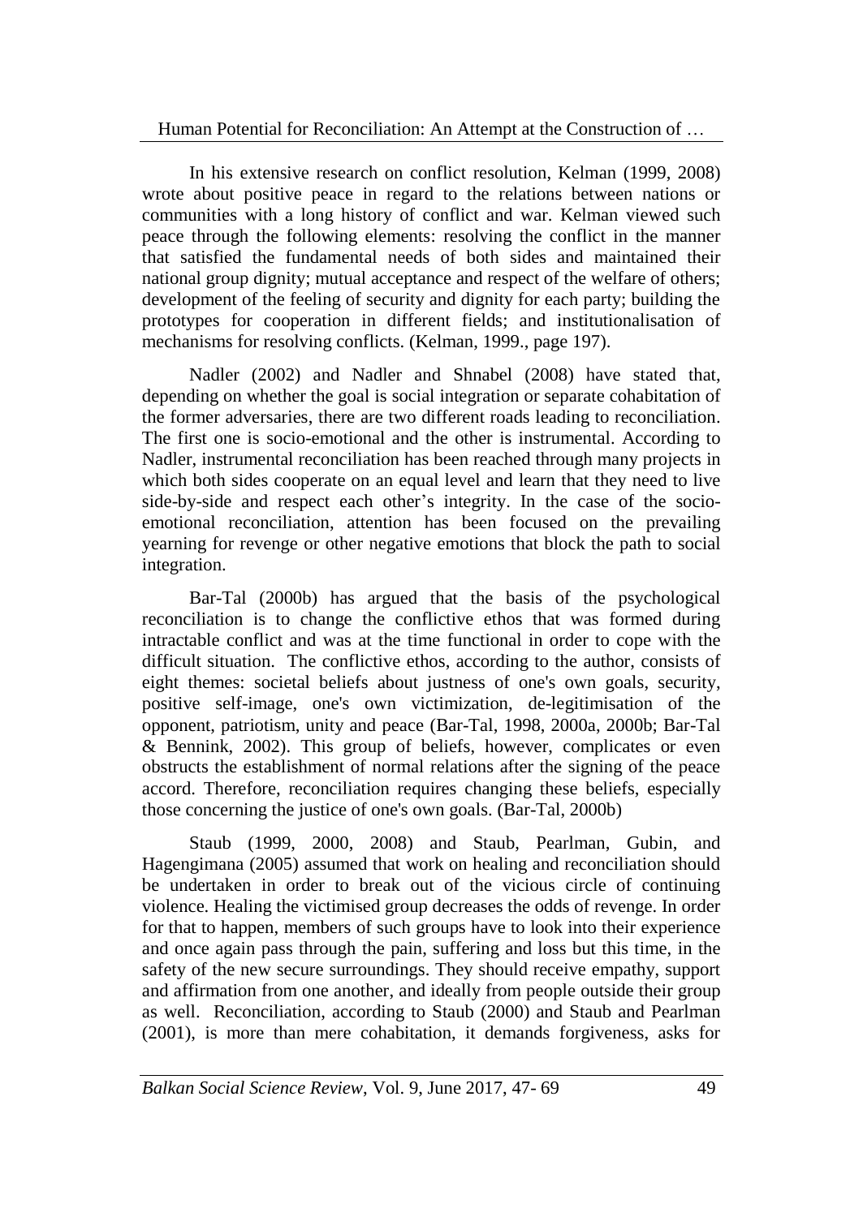In his extensive research on conflict resolution, Kelman (1999, 2008) wrote about positive peace in regard to the relations between nations or communities with a long history of conflict and war. Kelman viewed such peace through the following elements: resolving the conflict in the manner that satisfied the fundamental needs of both sides and maintained their national group dignity; mutual acceptance and respect of the welfare of others; development of the feeling of security and dignity for each party; building the prototypes for cooperation in different fields; and institutionalisation of mechanisms for resolving conflicts. (Kelman, 1999., page 197).

Nadler (2002) and Nadler and Shnabel (2008) have stated that, depending on whether the goal is social integration or separate cohabitation of the former adversaries, there are two different roads leading to reconciliation. The first one is socio-emotional and the other is instrumental. According to Nadler, instrumental reconciliation has been reached through many projects in which both sides cooperate on an equal level and learn that they need to live side-by-side and respect each other's integrity. In the case of the socio-emotional reconciliation, attention has been focused on the prevailing yearning for revenge or other negative emotions that block the path to social integration.

Bar-Tal (2000b) has argued that the basis of the psychological reconciliation is to change the conflictive ethos that was formed during intractable conflict and was at the time functional in order to cope with the difficult situation. The conflictive ethos, according to the author, consists of eight themes: societal beliefs about justness of one's own goals, security, positive self-image, one's own victimization, de-legitimisation of the opponent, patriotism, unity and peace (Bar-Tal, 1998, 2000a, 2000b; Bar-Tal & Bennink, 2002). This group of beliefs, however, complicates or even obstructs the establishment of normal relations after the signing of the peace accord. Therefore, reconciliation requires changing these beliefs, especially those concerning the justice of one's own goals. (Bar-Tal, 2000b)

Staub (1999, 2000, 2008) and Staub, Pearlman, Gubin, and Hagengimana (2005) assumed that work on healing and reconciliation should be undertaken in order to break out of the vicious circle of continuing violence. Healing the victimised group decreases the odds of revenge. In order for that to happen, members of such groups have to look into their experience and once again pass through the pain, suffering and loss but this time, in the safety of the new secure surroundings. They should receive empathy, support and affirmation from one another, and ideally from people outside their group as well. Reconciliation, according to Staub (2000) and Staub and Pearlman (2001), is more than mere cohabitation, it demands forgiveness, asks for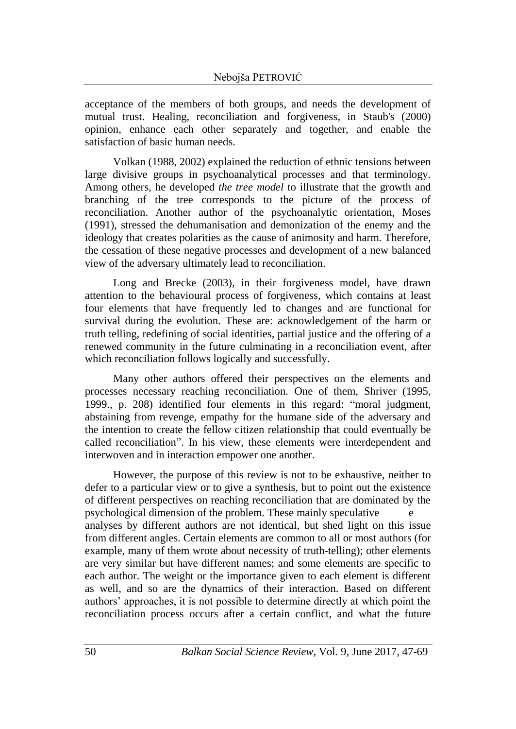acceptance of the members of both groups, and needs the development of mutual trust. Healing, reconciliation and forgiveness, in Staub's (2000) opinion, enhance each other separately and together, and enable the satisfaction of basic human needs.

Volkan (1988, 2002) explained the reduction of ethnic tensions between large divisive groups in psychoanalytical processes and that terminology. Among others, he developed *the tree model* to illustrate that the growth and branching of the tree corresponds to the picture of the process of reconciliation. Another author of the psychoanalytic orientation, Moses (1991), stressed the dehumanisation and demonization of the enemy and the ideology that creates polarities as the cause of animosity and harm. Therefore, the cessation of these negative processes and development of a new balanced view of the adversary ultimately lead to reconciliation.

Long and Brecke (2003), in their forgiveness model, have drawn attention to the behavioural process of forgiveness, which contains at least four elements that have frequently led to changes and are functional for survival during the evolution. These are: acknowledgement of the harm or truth telling, redefining of social identities, partial justice and the offering of a renewed community in the future culminating in a reconciliation event, after which reconciliation follows logically and successfully.

Many other authors offered their perspectives on the elements and processes necessary reaching reconciliation. One of them, Shriver (1995, 1999., p. 208) identified four elements in this regard: "moral judgment, abstaining from revenge, empathy for the humane side of the adversary and the intention to create the fellow citizen relationship that could eventually be called reconciliation". In his view, these elements were interdependent and interwoven and in interaction empower one another.

However, the purpose of this review is not to be exhaustive, neither to defer to a particular view or to give a synthesis, but to point out the existence of different perspectives on reaching reconciliation that are dominated by the psychological dimension of the problem. These mainly speculative e analyses by different authors are not identical, but shed light on this issue from different angles. Certain elements are common to all or most authors (for example, many of them wrote about necessity of truth-telling); other elements are very similar but have different names; and some elements are specific to each author. The weight or the importance given to each element is different as well, and so are the dynamics of their interaction. Based on different authors' approaches, it is not possible to determine directly at which point the reconciliation process occurs after a certain conflict, and what the future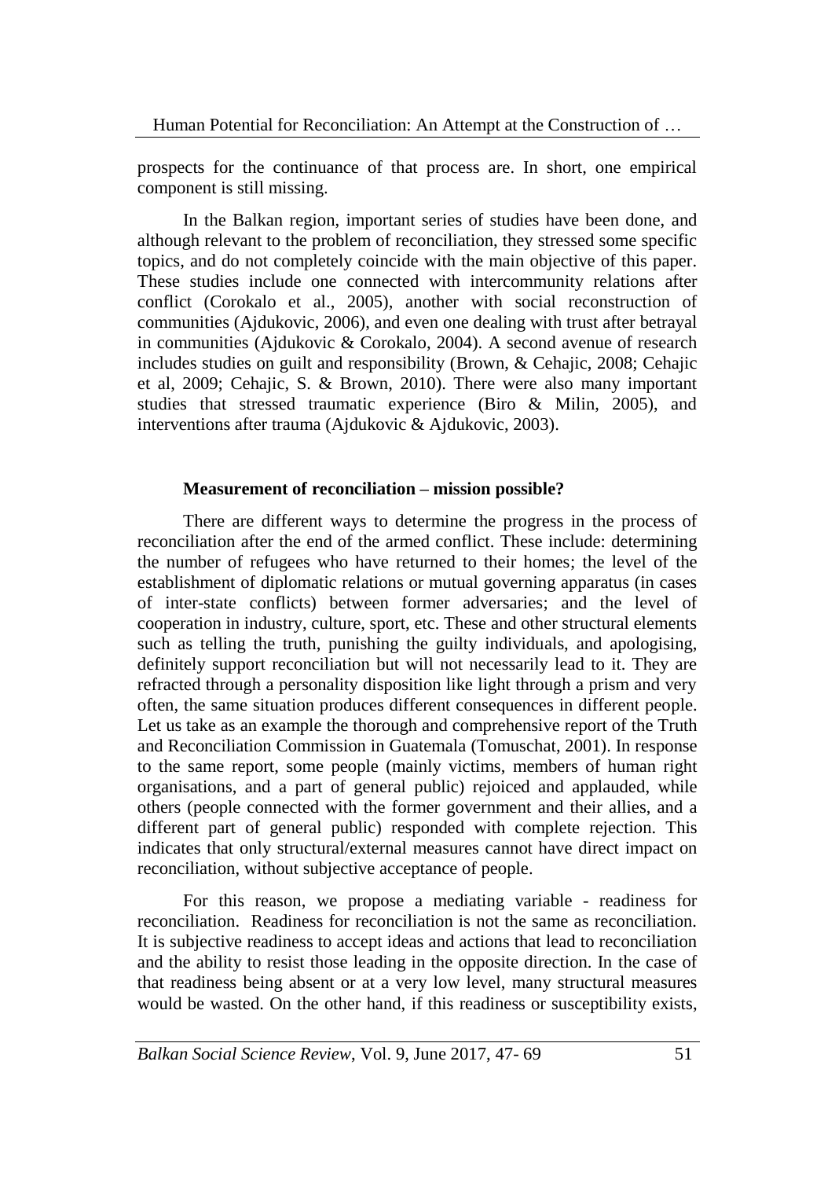prospects for the continuance of that process are. In short, one empirical component is still missing.

In the Balkan region, important series of studies have been done, and although relevant to the problem of reconciliation, they stressed some specific topics, and do not completely coincide with the main objective of this paper. These studies include one connected with intercommunity relations after conflict (Corokalo et al., 2005), another with social reconstruction of communities (Ajdukovic, 2006), and even one dealing with trust after betrayal in communities (Ajdukovic & Corokalo, 2004). A second avenue of research includes studies on guilt and responsibility (Brown, & Cehajic, 2008; Cehajic et al, 2009; Cehajic, S. & Brown, 2010). There were also many important studies that stressed traumatic experience (Biro & Milin, 2005), and interventions after trauma (Ajdukovic & Ajdukovic, 2003).

### Measurement of reconciliation – mission possible?

There are different ways to determine the progress in the process of reconciliation after the end of the armed conflict. These include: determining the number of refugees who have returned to their homes; the level of the establishment of diplomatic relations or mutual governing apparatus (in cases of inter-state conflicts) between former adversaries; and the level of cooperation in industry, culture, sport, etc. These and other structural elements such as telling the truth, punishing the guilty individuals, and apologising, definitely support reconciliation but will not necessarily lead to it. They are refracted through a personality disposition like light through a prism and very often, the same situation produces different consequences in different people. Let us take as an example the thorough and comprehensive report of the Truth and Reconciliation Commission in Guatemala (Tomuschat, 2001). In response to the same report, some people (mainly victims, members of human right organisations, and a part of general public) rejoiced and applauded, while others (people connected with the former government and their allies, and a different part of general public) responded with complete rejection. This indicates that only structural/external measures cannot have direct impact on reconciliation, without subjective acceptance of people.

For this reason, we propose a mediating variable - readiness for reconciliation. Readiness for reconciliation is not the same as reconciliation. It is subjective readiness to accept ideas and actions that lead to reconciliation and the ability to resist those leading in the opposite direction. In the case of that readiness being absent or at a very low level, many structural measures would be wasted. On the other hand, if this readiness or susceptibility exists,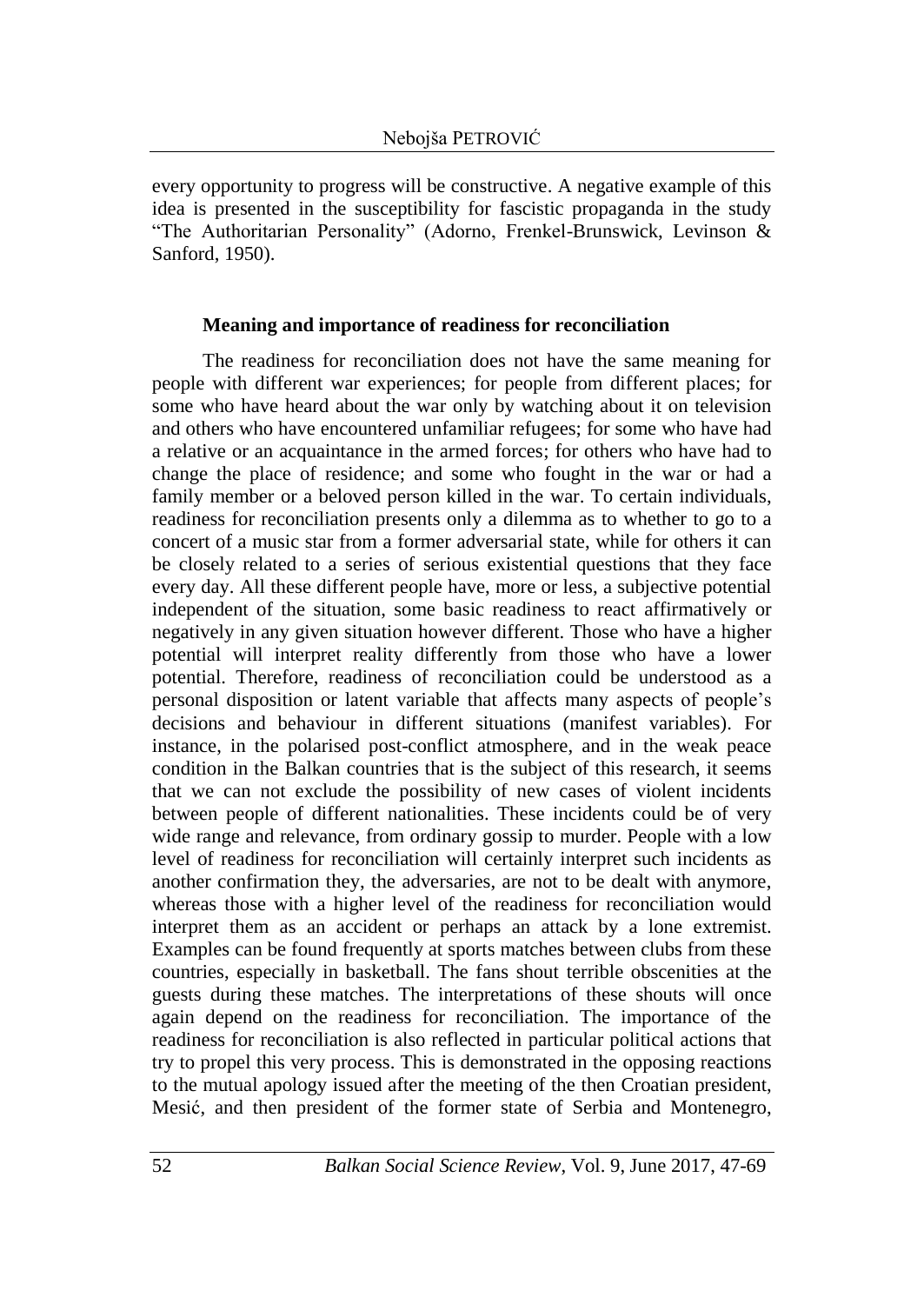every opportunity to progress will be constructive. A negative example of this idea is presented in the susceptibility for fascistic propaganda in the study "The Authoritarian Personality" (Adorno, Frenkel-Brunswick, Levinson & Sanford, 1950).

### Meaning and importance of readiness for reconciliation

The readiness for reconciliation does not have the same meaning for people with different war experiences; for people from different places; for some who have heard about the war only by watching about it on television and others who have encountered unfamiliar refugees; for some who have had a relative or an acquaintance in the armed forces; for others who have had to change the place of residence; and some who fought in the war or had a family member or a beloved person killed in the war. To certain individuals, readiness for reconciliation presents only a dilemma as to whether to go to a concert of a music star from a former adversarial state, while for others it can be closely related to a series of serious existential questions that they face every day. All these different people have, more or less, a subjective potential independent of the situation, some basic readiness to react affirmatively or negatively in any given situation however different. Those who have a higher potential will interpret reality differently from those who have a lower potential. Therefore, readiness of reconciliation could be understood as a personal disposition or latent variable that affects many aspects of people's decisions and behaviour in different situations (manifest variables). For instance, in the polarised post-conflict atmosphere, and in the weak peace condition in the Balkan countries that is the subject of this research, it seems that we can not exclude the possibility of new cases of violent incidents between people of different nationalities. These incidents could be of very wide range and relevance, from ordinary gossip to murder. People with a low level of readiness for reconciliation will certainly interpret such incidents as another confirmation they, the adversaries, are not to be dealt with anymore, whereas those with a higher level of the readiness for reconciliation would interpret them as an accident or perhaps an attack by a lone extremist. Examples can be found frequently at sports matches between clubs from these countries, especially in basketball. The fans shout terrible obscenities at the guests during these matches. The interpretations of these shouts will once again depend on the readiness for reconciliation. The importance of the readiness for reconciliation is also reflected in particular political actions that try to propel this very process. This is demonstrated in the opposing reactions to the mutual apology issued after the meeting of the then Croatian president, Mesić, and then president of the former state of Serbia and Montenegro,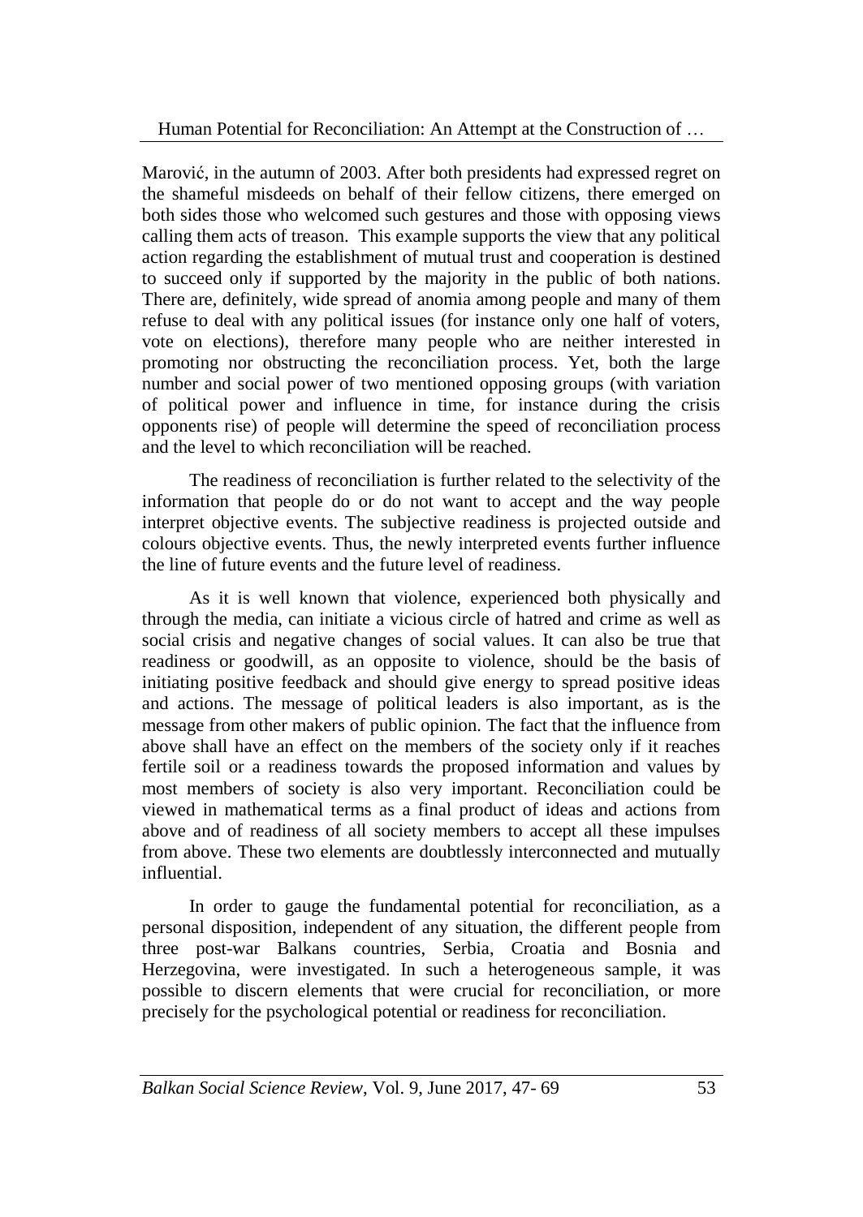Marović, in the autumn of 2003. After both presidents had expressed regret on the shameful misdeeds on behalf of their fellow citizens, there emerged on both sides those who welcomed such gestures and those with opposing views calling them acts of treason. This example supports the view that any political action regarding the establishment of mutual trust and cooperation is destined to succeed only if supported by the majority in the public of both nations. There are, definitely, wide spread of anomia among people and many of them refuse to deal with any political issues (for instance only one half of voters, vote on elections), therefore many people who are neither interested in promoting nor obstructing the reconciliation process. Yet, both the large number and social power of two mentioned opposing groups (with variation of political power and influence in time, for instance during the crisis opponents rise) of people will determine the speed of reconciliation process and the level to which reconciliation will be reached.

The readiness of reconciliation is further related to the selectivity of the information that people do or do not want to accept and the way people interpret objective events. The subjective readiness is projected outside and colours objective events. Thus, the newly interpreted events further influence the line of future events and the future level of readiness.

As it is well known that violence, experienced both physically and through the media, can initiate a vicious circle of hatred and crime as well as social crisis and negative changes of social values. It can also be true that readiness or goodwill, as an opposite to violence, should be the basis of initiating positive feedback and should give energy to spread positive ideas and actions. The message of political leaders is also important, as is the message from other makers of public opinion. The fact that the influence from above shall have an effect on the members of the society only if it reaches fertile soil or a readiness towards the proposed information and values by most members of society is also very important. Reconciliation could be viewed in mathematical terms as a final product of ideas and actions from above and of readiness of all society members to accept all these impulses from above. These two elements are doubtlessly interconnected and mutually influential.

In order to gauge the fundamental potential for reconciliation, as a personal disposition, independent of any situation, the different people from three post-war Balkans countries, Serbia, Croatia and Bosnia and Herzegovina, were investigated. In such a heterogeneous sample, it was possible to discern elements that were crucial for reconciliation, or more precisely for the psychological potential or readiness for reconciliation.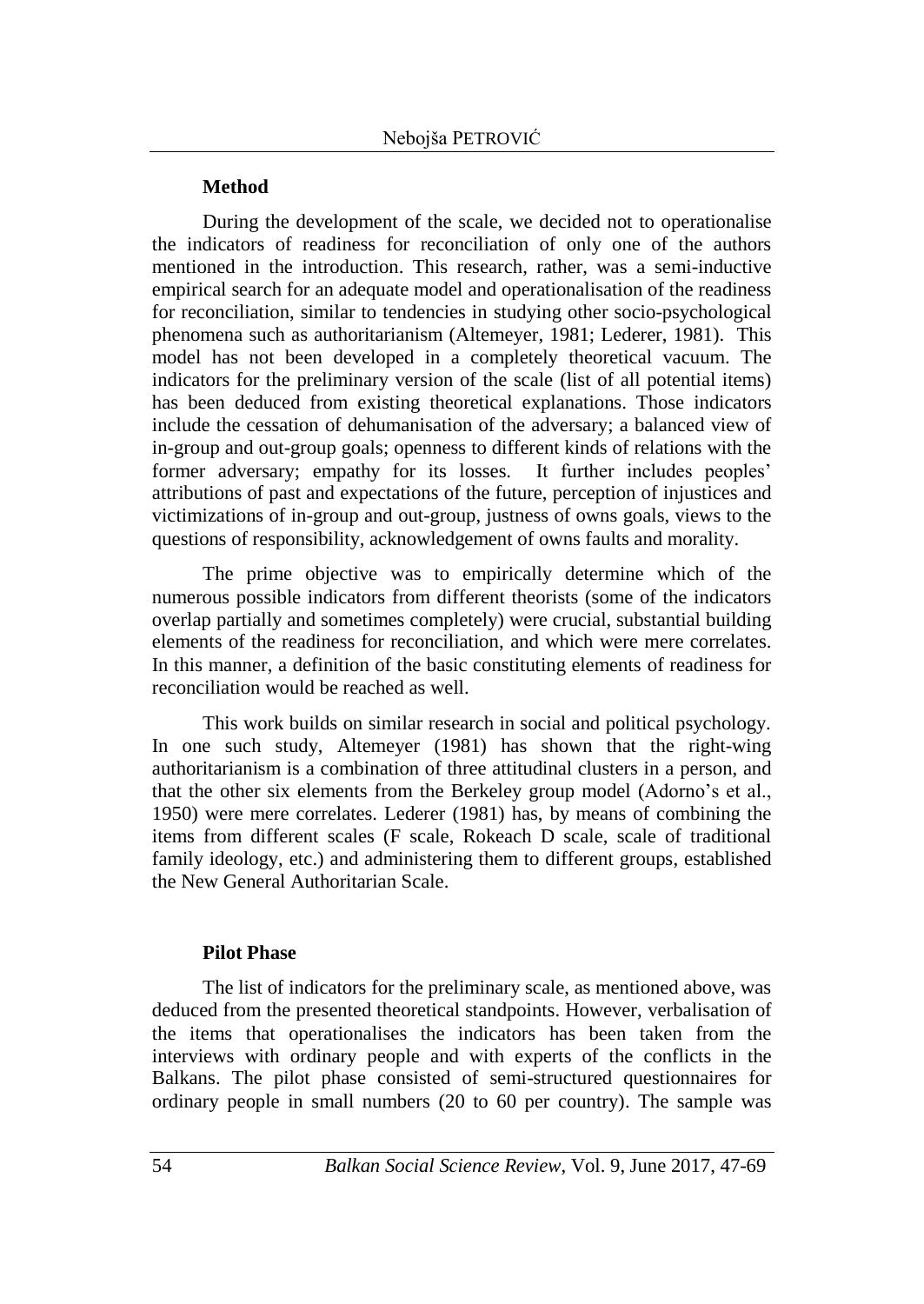## Method

During the development of the scale, we decided not to operationalise the indicators of readiness for reconciliation of only one of the authors mentioned in the introduction. This research, rather, was a semi-inductive empirical search for an adequate model and operationalisation of the readiness for reconciliation, similar to tendencies in studying other socio-psychological phenomena such as authoritarianism (Altemeyer, 1981; Lederer, 1981). This model has not been developed in a completely theoretical vacuum. The indicators for the preliminary version of the scale (list of all potential items) has been deduced from existing theoretical explanations. Those indicators include the cessation of dehumanisation of the adversary; a balanced view of in-group and out-group goals; openness to different kinds of relations with the former adversary; empathy for its losses. It further includes peoples' attributions of past and expectations of the future, perception of injustices and victimizations of in-group and out-group, justness of owns goals, views to the questions of responsibility, acknowledgement of owns faults and morality.

The prime objective was to empirically determine which of the numerous possible indicators from different theorists (some of the indicators overlap partially and sometimes completely) were crucial, substantial building elements of the readiness for reconciliation, and which were mere correlates. In this manner, a definition of the basic constituting elements of readiness for reconciliation would be reached as well.

This work builds on similar research in social and political psychology. In one such study, Altemeyer (1981) has shown that the right-wing authoritarianism is a combination of three attitudinal clusters in a person, and that the other six elements from the Berkeley group model (Adorno's et al., 1950) were mere correlates. Lederer (1981) has, by means of combining the items from different scales (F scale, Rokeach D scale, scale of traditional family ideology, etc.) and administering them to different groups, established the New General Authoritarian Scale.

### Pilot Phase

The list of indicators for the preliminary scale, as mentioned above, was deduced from the presented theoretical standpoints. However, verbalisation of the items that operationalises the indicators has been taken from the interviews with ordinary people and with experts of the conflicts in the Balkans. The pilot phase consisted of semi-structured questionnaires for ordinary people in small numbers (20 to 60 per country). The sample was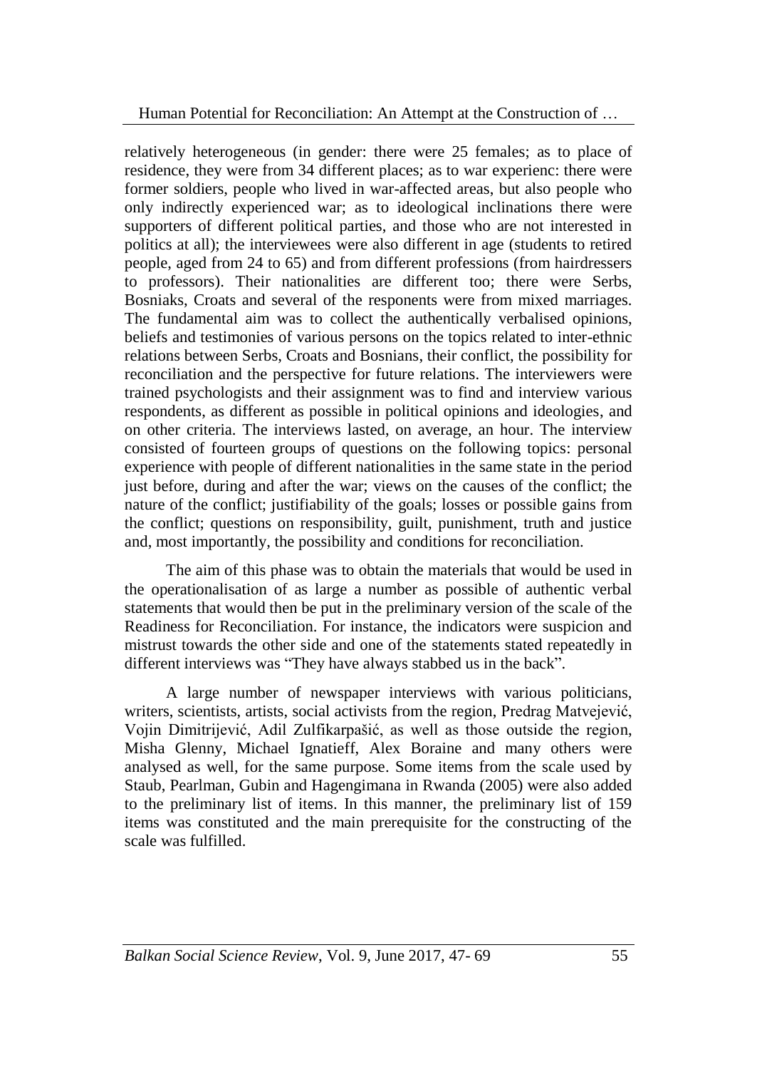relatively heterogeneous (in gender: there were 25 females; as to place of residence, they were from 34 different places; as to war experienc: there were former soldiers, people who lived in war-affected areas, but also people who only indirectly experienced war; as to ideological inclinations there were supporters of different political parties, and those who are not interested in politics at all); the interviewees were also different in age (students to retired people, aged from 24 to 65) and from different professions (from hairdressers to professors). Their nationalities are different too; there were Serbs, Bosniaks, Croats and several of the responents were from mixed marriages. The fundamental aim was to collect the authentically verbalised opinions, beliefs and testimonies of various persons on the topics related to inter-ethnic relations between Serbs, Croats and Bosnians, their conflict, the possibility for reconciliation and the perspective for future relations. The interviewers were trained psychologists and their assignment was to find and interview various respondents, as different as possible in political opinions and ideologies, and on other criteria. The interviews lasted, on average, an hour. The interview consisted of fourteen groups of questions on the following topics: personal experience with people of different nationalities in the same state in the period just before, during and after the war; views on the causes of the conflict; the nature of the conflict; justifiability of the goals; losses or possible gains from the conflict; questions on responsibility, guilt, punishment, truth and justice and, most importantly, the possibility and conditions for reconciliation.

The aim of this phase was to obtain the materials that would be used in the operationalisation of as large a number as possible of authentic verbal statements that would then be put in the preliminary version of the scale of the Readiness for Reconciliation. For instance, the indicators were suspicion and mistrust towards the other side and one of the statements stated repeatedly in different interviews was "They have always stabbed us in the back".

A large number of newspaper interviews with various politicians, writers, scientists, artists, social activists from the region, Predrag Matvejević, Vojin Dimitrijević, Adil Zulfikarpašić, as well as those outside the region, Misha Glenny, Michael Ignatieff, Alex Boraine and many others were analysed as well, for the same purpose. Some items from the scale used by Staub, Pearlman, Gubin and Hagengimana in Rwanda (2005) were also added to the preliminary list of items. In this manner, the preliminary list of 159 items was constituted and the main prerequisite for the constructing of the scale was fulfilled.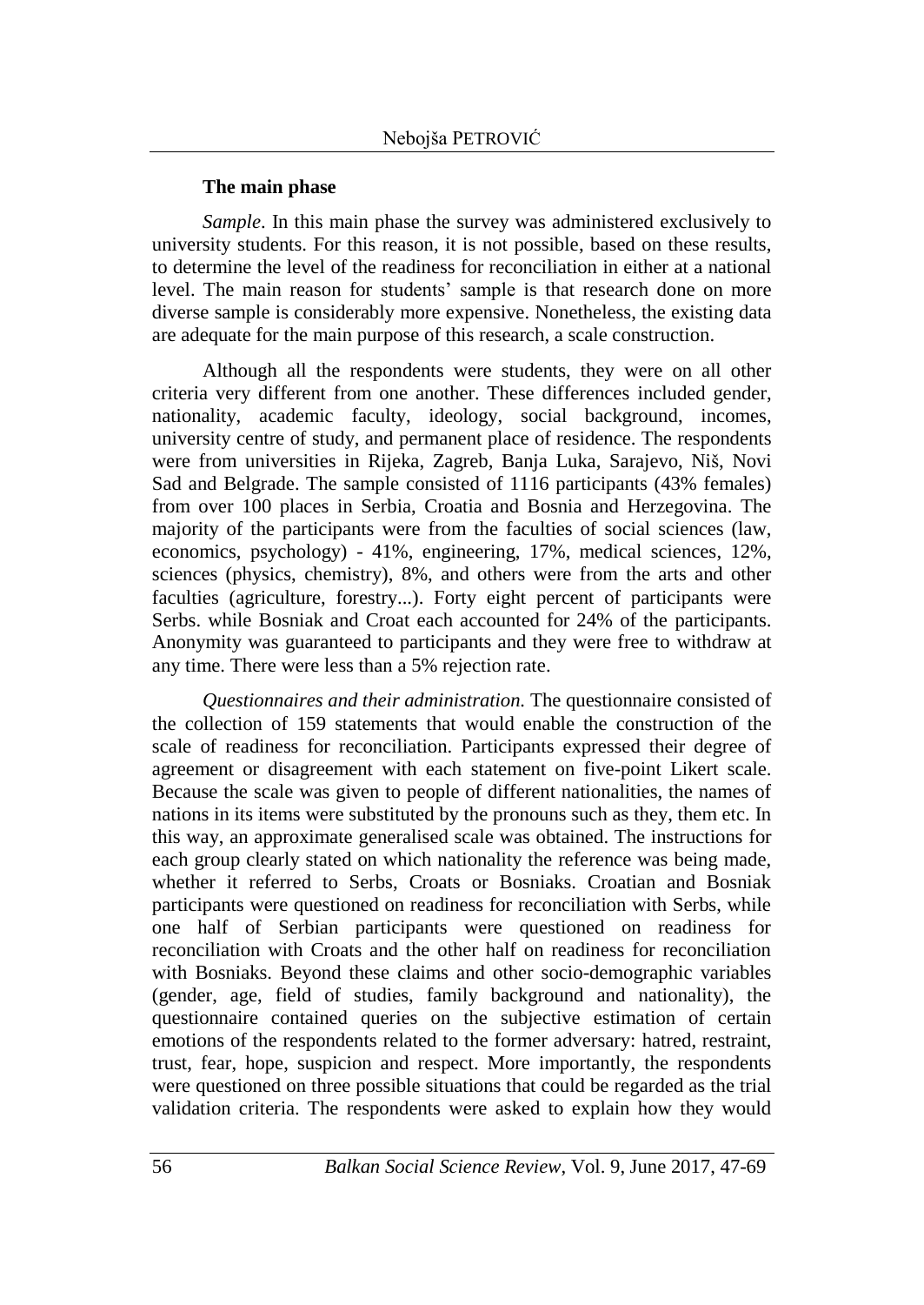### The main phase

*Sample*. In this main phase the survey was administered exclusively to university students. For this reason, it is not possible, based on these results, to determine the level of the readiness for reconciliation in either at a national level. The main reason for students' sample is that research done on more diverse sample is considerably more expensive. Nonetheless, the existing data are adequate for the main purpose of this research, a scale construction.

Although all the respondents were students, they were on all other criteria very different from one another. These differences included gender, nationality, academic faculty, ideology, social background, incomes, university centre of study, and permanent place of residence. The respondents were from universities in Rijeka, Zagreb, Banja Luka, Sarajevo, Niš, Novi Sad and Belgrade. The sample consisted of 1116 participants (43% females) from over 100 places in Serbia, Croatia and Bosnia and Herzegovina. The majority of the participants were from the faculties of social sciences (law, economics, psychology) - 41%, engineering, 17%, medical sciences, 12%, sciences (physics, chemistry), 8%, and others were from the arts and other faculties (agriculture, forestry...). Forty eight percent of participants were Serbs. while Bosniak and Croat each accounted for 24% of the participants. Anonymity was guaranteed to participants and they were free to withdraw at any time. There were less than a 5% rejection rate.

*Questionnaires and their administration.* The questionnaire consisted of the collection of 159 statements that would enable the construction of the scale of readiness for reconciliation. Participants expressed their degree of agreement or disagreement with each statement on five-point Likert scale. Because the scale was given to people of different nationalities, the names of nations in its items were substituted by the pronouns such as they, them etc. In this way, an approximate generalised scale was obtained. The instructions for each group clearly stated on which nationality the reference was being made, whether it referred to Serbs, Croats or Bosniaks. Croatian and Bosniak participants were questioned on readiness for reconciliation with Serbs, while one half of Serbian participants were questioned on readiness for reconciliation with Croats and the other half on readiness for reconciliation with Bosniaks. Beyond these claims and other socio-demographic variables (gender, age, field of studies, family background and nationality), the questionnaire contained queries on the subjective estimation of certain emotions of the respondents related to the former adversary: hatred, restraint, trust, fear, hope, suspicion and respect. More importantly, the respondents were questioned on three possible situations that could be regarded as the trial validation criteria. The respondents were asked to explain how they would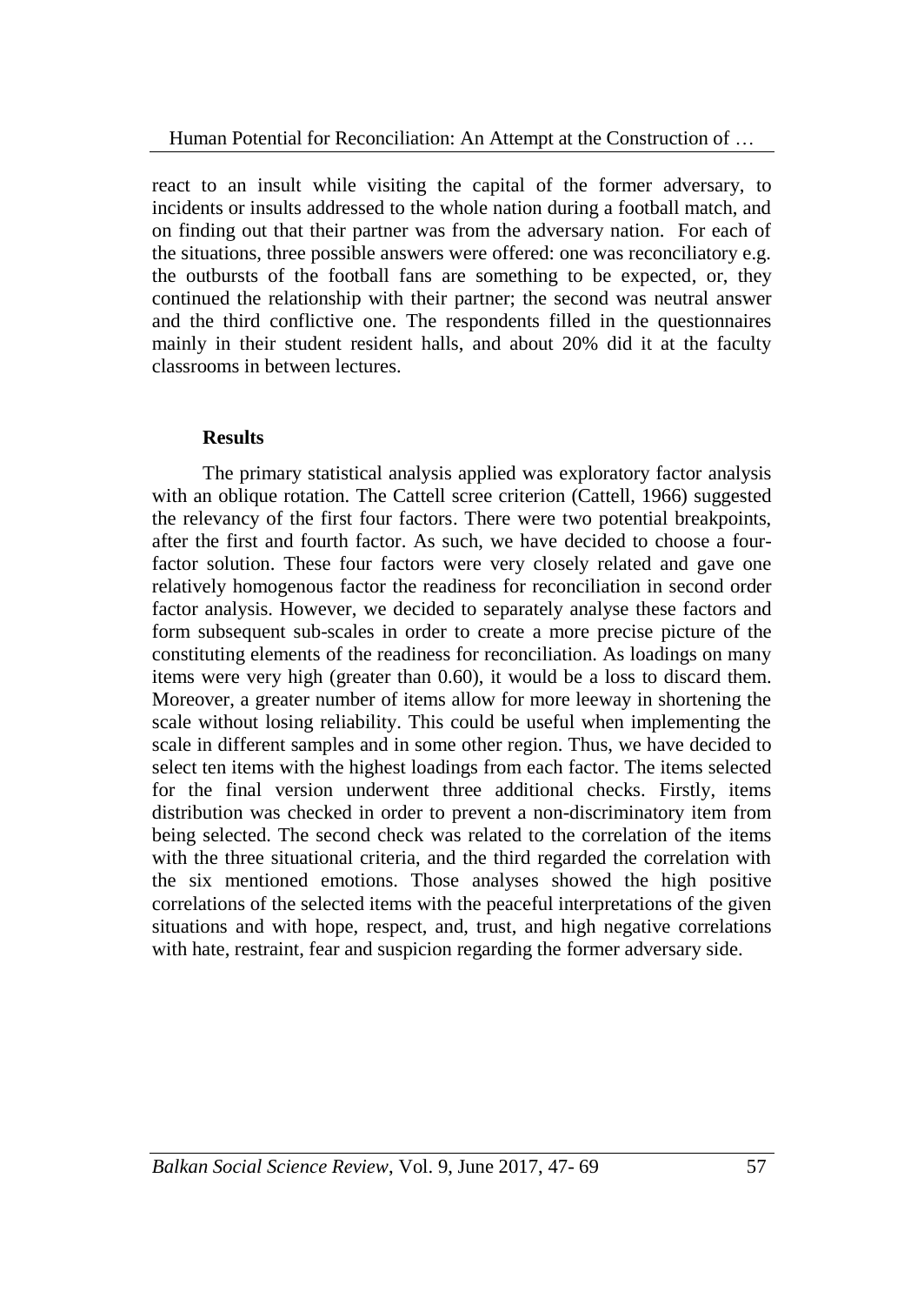react to an insult while visiting the capital of the former adversary, to incidents or insults addressed to the whole nation during a football match, and on finding out that their partner was from the adversary nation. For each of the situations, three possible answers were offered: one was reconciliatory e.g. the outbursts of the football fans are something to be expected, or, they continued the relationship with their partner; the second was neutral answer and the third conflictive one. The respondents filled in the questionnaires mainly in their student resident halls, and about 20% did it at the faculty classrooms in between lectures.

## Results

The primary statistical analysis applied was exploratory factor analysis with an oblique rotation. The Cattell scree criterion (Cattell, 1966) suggested the relevancy of the first four factors. There were two potential breakpoints, after the first and fourth factor. As such, we have decided to choose a four-factor solution. These four factors were very closely related and gave one relatively homogenous factor the readiness for reconciliation in second order factor analysis. However, we decided to separately analyse these factors and form subsequent sub-scales in order to create a more precise picture of the constituting elements of the readiness for reconciliation. As loadings on many items were very high (greater than 0.60), it would be a loss to discard them. Moreover, a greater number of items allow for more leeway in shortening the scale without losing reliability. This could be useful when implementing the scale in different samples and in some other region. Thus, we have decided to select ten items with the highest loadings from each factor. The items selected for the final version underwent three additional checks. Firstly, items distribution was checked in order to prevent a non-discriminatory item from being selected. The second check was related to the correlation of the items with the three situational criteria, and the third regarded the correlation with the six mentioned emotions. Those analyses showed the high positive correlations of the selected items with the peaceful interpretations of the given situations and with hope, respect, and, trust, and high negative correlations with hate, restraint, fear and suspicion regarding the former adversary side.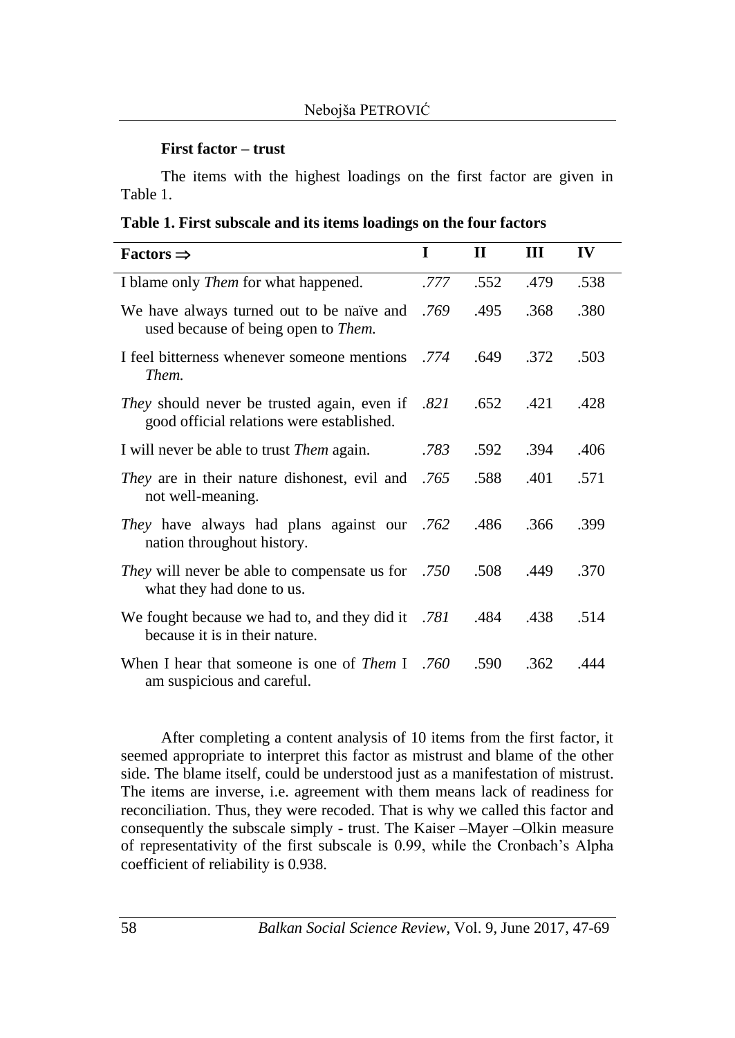**First factor – trust**

The items with the highest loadings on the first factor are given in Table 1.

**Table 1. First subscale and its items loadings on the four factors**

| Factors ⇒ | I | II | III | IV |
|---|---|---|---|---|
| I blame only *Them* for what happened. | *.777* | .552 | .479 | .538 |
| We have always turned out to be naïve and used because of being open to *Them.* | *.769* | .495 | .368 | .380 |
| I feel bitterness whenever someone mentions *Them.* | *.774* | .649 | .372 | .503 |
| *They* should never be trusted again, even if good official relations were established. | *.821* | .652 | .421 | .428 |
| I will never be able to trust *Them* again. | *.783* | .592 | .394 | .406 |
| *They* are in their nature dishonest, evil and not well-meaning. | *.765* | .588 | .401 | .571 |
| *They* have always had plans against our nation throughout history. | *.762* | .486 | .366 | .399 |
| *They* will never be able to compensate us for what they had done to us. | *.750* | .508 | .449 | .370 |
| We fought because we had to, and they did it because it is in their nature. | *.781* | .484 | .438 | .514 |
| When I hear that someone is one of *Them* I am suspicious and careful. | *.760* | .590 | .362 | .444 |

After completing a content analysis of 10 items from the first factor, it seemed appropriate to interpret this factor as mistrust and blame of the other side. The blame itself, could be understood just as a manifestation of mistrust. The items are inverse, i.e. agreement with them means lack of readiness for reconciliation. Thus, they were recoded. That is why we called this factor and consequently the subscale simply - trust. The Kaiser –Mayer –Olkin measure of representativity of the first subscale is 0.99, while the Cronbach's Alpha coefficient of reliability is 0.938.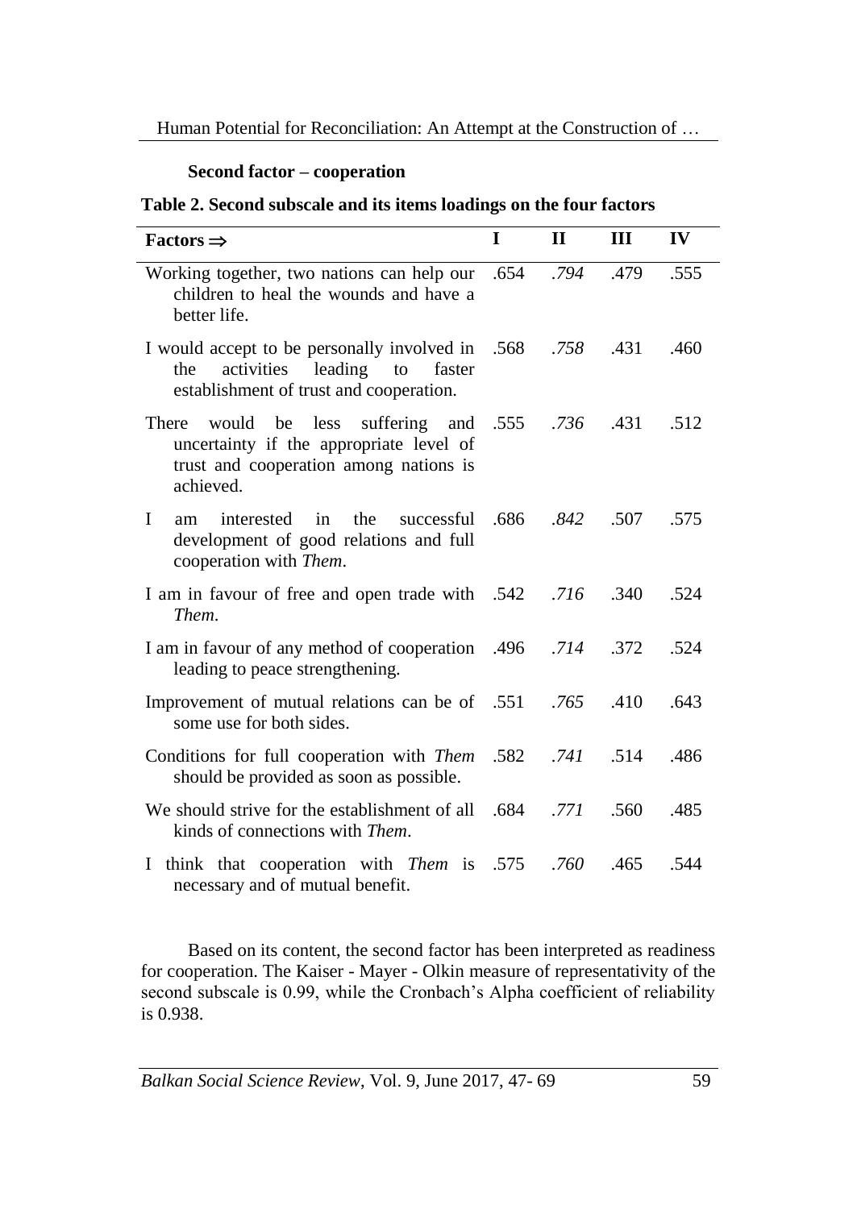**Second factor – cooperation**

**Table 2. Second subscale and its items loadings on the four factors**

| Factors ⇒ | I | II | III | IV |
|---|---|---|---|---|
| Working together, two nations can help our children to heal the wounds and have a better life. | .654 | *.794* | .479 | .555 |
| I would accept to be personally involved in the activities leading to faster establishment of trust and cooperation. | .568 | *.758* | .431 | .460 |
| There would be less suffering and uncertainty if the appropriate level of trust and cooperation among nations is achieved. | .555 | *.736* | .431 | .512 |
| I am interested in the successful development of good relations and full cooperation with *Them*. | .686 | *.842* | .507 | .575 |
| I am in favour of free and open trade with *Them*. | .542 | *.716* | .340 | .524 |
| I am in favour of any method of cooperation leading to peace strengthening. | .496 | *.714* | .372 | .524 |
| Improvement of mutual relations can be of some use for both sides. | .551 | *.765* | .410 | .643 |
| Conditions for full cooperation with *Them* should be provided as soon as possible. | .582 | *.741* | .514 | .486 |
| We should strive for the establishment of all kinds of connections with *Them*. | .684 | *.771* | .560 | .485 |
| I think that cooperation with *Them* is necessary and of mutual benefit. | .575 | *.760* | .465 | .544 |

Based on its content, the second factor has been interpreted as readiness for cooperation. The Kaiser - Mayer - Olkin measure of representativity of the second subscale is 0.99, while the Cronbach's Alpha coefficient of reliability is 0.938.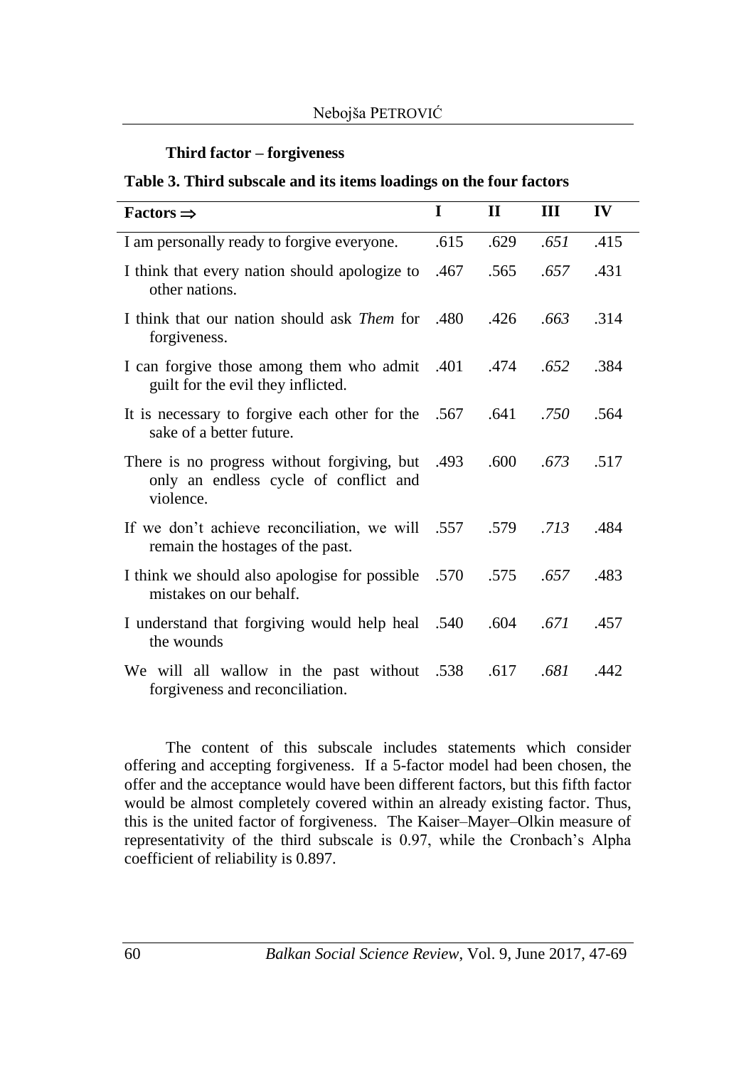**Third factor – forgiveness**

**Table 3. Third subscale and its items loadings on the four factors**

| Factors ⇒ | I | II | III | IV |
|---|---|---|---|---|
| I am personally ready to forgive everyone. | .615 | .629 | *.651* | .415 |
| I think that every nation should apologize to other nations. | .467 | .565 | *.657* | .431 |
| I think that our nation should ask *Them* for forgiveness. | .480 | .426 | *.663* | .314 |
| I can forgive those among them who admit guilt for the evil they inflicted. | .401 | .474 | *.652* | .384 |
| It is necessary to forgive each other for the sake of a better future. | .567 | .641 | *.750* | .564 |
| There is no progress without forgiving, but only an endless cycle of conflict and violence. | .493 | .600 | *.673* | .517 |
| If we don't achieve reconciliation, we will remain the hostages of the past. | .557 | .579 | *.713* | .484 |
| I think we should also apologise for possible mistakes on our behalf. | .570 | .575 | *.657* | .483 |
| I understand that forgiving would help heal the wounds | .540 | .604 | *.671* | .457 |
| We will all wallow in the past without forgiveness and reconciliation. | .538 | .617 | *.681* | .442 |

The content of this subscale includes statements which consider offering and accepting forgiveness. If a 5-factor model had been chosen, the offer and the acceptance would have been different factors, but this fifth factor would be almost completely covered within an already existing factor. Thus, this is the united factor of forgiveness. The Kaiser–Mayer–Olkin measure of representativity of the third subscale is 0.97, while the Cronbach's Alpha coefficient of reliability is 0.897.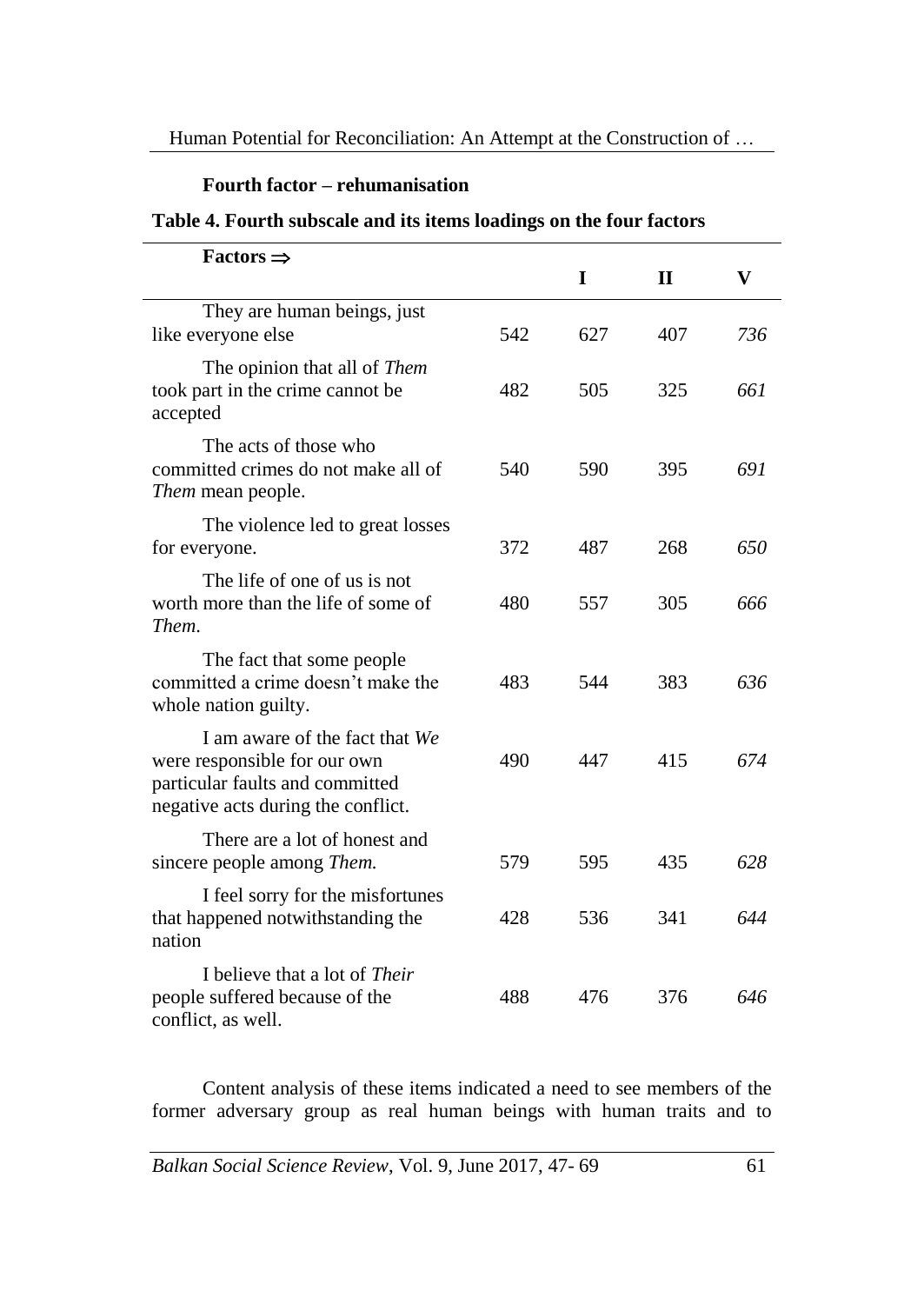**Fourth factor – rehumanisation**

**Table 4. Fourth subscale and its items loadings on the four factors**

| Factors ⇒ | | I | II | V |
|---|---|---|---|---|
| They are human beings, just like everyone else | 542 | 627 | 407 | *736* |
| The opinion that all of *Them* took part in the crime cannot be accepted | 482 | 505 | 325 | *661* |
| The acts of those who committed crimes do not make all of *Them* mean people. | 540 | 590 | 395 | *691* |
| The violence led to great losses for everyone. | 372 | 487 | 268 | *650* |
| The life of one of us is not worth more than the life of some of *Them*. | 480 | 557 | 305 | *666* |
| The fact that some people committed a crime doesn't make the whole nation guilty. | 483 | 544 | 383 | *636* |
| I am aware of the fact that *We* were responsible for our own particular faults and committed negative acts during the conflict. | 490 | 447 | 415 | *674* |
| There are a lot of honest and sincere people among *Them.* | 579 | 595 | 435 | *628* |
| I feel sorry for the misfortunes that happened notwithstanding the nation | 428 | 536 | 341 | *644* |
| I believe that a lot of *Their* people suffered because of the conflict, as well. | 488 | 476 | 376 | *646* |

Content analysis of these items indicated a need to see members of the former adversary group as real human beings with human traits and to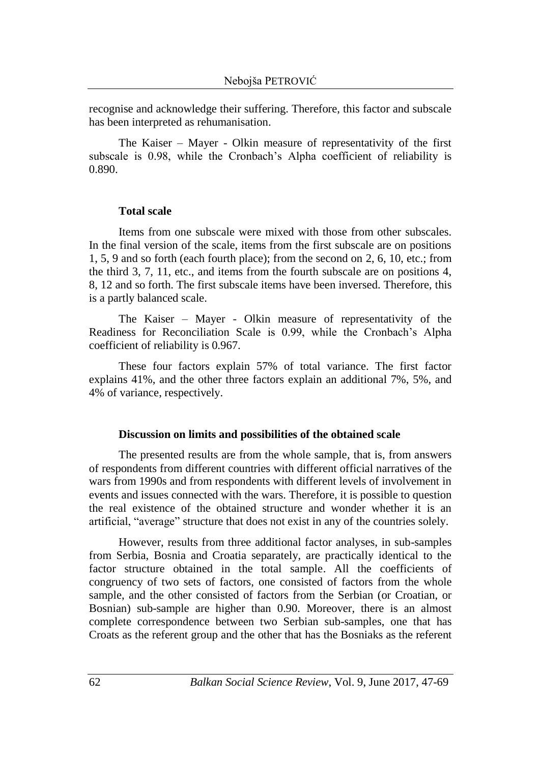recognise and acknowledge their suffering. Therefore, this factor and subscale has been interpreted as rehumanisation.

The Kaiser – Mayer - Olkin measure of representativity of the first subscale is 0.98, while the Cronbach's Alpha coefficient of reliability is 0.890.

### Total scale

Items from one subscale were mixed with those from other subscales. In the final version of the scale, items from the first subscale are on positions 1, 5, 9 and so forth (each fourth place); from the second on 2, 6, 10, etc.; from the third 3, 7, 11, etc., and items from the fourth subscale are on positions 4, 8, 12 and so forth. The first subscale items have been inversed. Therefore, this is a partly balanced scale.

The Kaiser – Mayer - Olkin measure of representativity of the Readiness for Reconciliation Scale is 0.99, while the Cronbach's Alpha coefficient of reliability is 0.967.

These four factors explain 57% of total variance. The first factor explains 41%, and the other three factors explain an additional 7%, 5%, and 4% of variance, respectively.

### Discussion on limits and possibilities of the obtained scale

The presented results are from the whole sample, that is, from answers of respondents from different countries with different official narratives of the wars from 1990s and from respondents with different levels of involvement in events and issues connected with the wars. Therefore, it is possible to question the real existence of the obtained structure and wonder whether it is an artificial, "average" structure that does not exist in any of the countries solely.

However, results from three additional factor analyses, in sub-samples from Serbia, Bosnia and Croatia separately, are practically identical to the factor structure obtained in the total sample. All the coefficients of congruency of two sets of factors, one consisted of factors from the whole sample, and the other consisted of factors from the Serbian (or Croatian, or Bosnian) sub-sample are higher than 0.90. Moreover, there is an almost complete correspondence between two Serbian sub-samples, one that has Croats as the referent group and the other that has the Bosniaks as the referent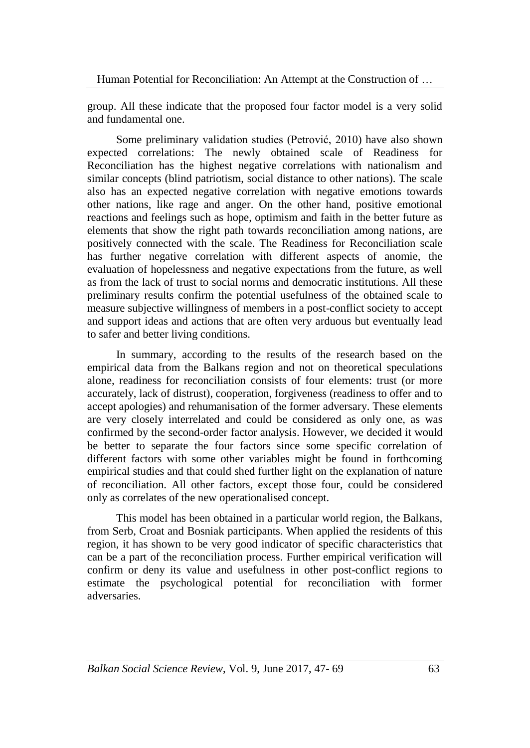group. All these indicate that the proposed four factor model is a very solid and fundamental one.

Some preliminary validation studies (Petrović, 2010) have also shown expected correlations: The newly obtained scale of Readiness for Reconciliation has the highest negative correlations with nationalism and similar concepts (blind patriotism, social distance to other nations). The scale also has an expected negative correlation with negative emotions towards other nations, like rage and anger. On the other hand, positive emotional reactions and feelings such as hope, optimism and faith in the better future as elements that show the right path towards reconciliation among nations, are positively connected with the scale. The Readiness for Reconciliation scale has further negative correlation with different aspects of anomie, the evaluation of hopelessness and negative expectations from the future, as well as from the lack of trust to social norms and democratic institutions. All these preliminary results confirm the potential usefulness of the obtained scale to measure subjective willingness of members in a post-conflict society to accept and support ideas and actions that are often very arduous but eventually lead to safer and better living conditions.

In summary, according to the results of the research based on the empirical data from the Balkans region and not on theoretical speculations alone, readiness for reconciliation consists of four elements: trust (or more accurately, lack of distrust), cooperation, forgiveness (readiness to offer and to accept apologies) and rehumanisation of the former adversary. These elements are very closely interrelated and could be considered as only one, as was confirmed by the second-order factor analysis. However, we decided it would be better to separate the four factors since some specific correlation of different factors with some other variables might be found in forthcoming empirical studies and that could shed further light on the explanation of nature of reconciliation. All other factors, except those four, could be considered only as correlates of the new operationalised concept.

This model has been obtained in a particular world region, the Balkans, from Serb, Croat and Bosniak participants. When applied the residents of this region, it has shown to be very good indicator of specific characteristics that can be a part of the reconciliation process. Further empirical verification will confirm or deny its value and usefulness in other post-conflict regions to estimate the psychological potential for reconciliation with former adversaries.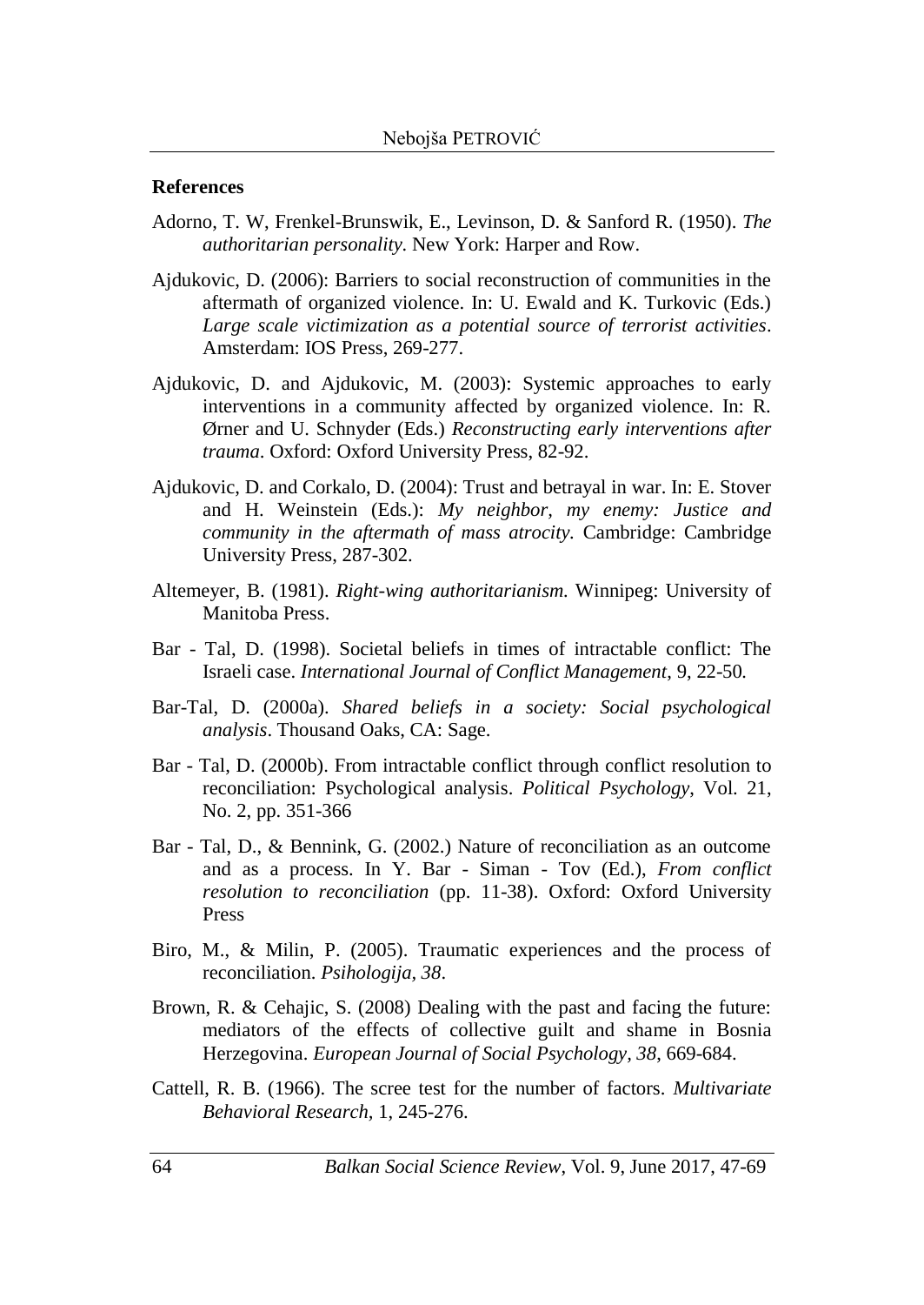**References**

Adorno, T. W, Frenkel-Brunswik, E., Levinson, D. & Sanford R. (1950). *The authoritarian personality.* New York: Harper and Row.

Ajdukovic, D. (2006): Barriers to social reconstruction of communities in the aftermath of organized violence. In: U. Ewald and K. Turkovic (Eds.) *Large scale victimization as a potential source of terrorist activities*. Amsterdam: IOS Press, 269-277.

Ajdukovic, D. and Ajdukovic, M. (2003): Systemic approaches to early interventions in a community affected by organized violence. In: R. Ørner and U. Schnyder (Eds.) *Reconstructing early interventions after trauma*. Oxford: Oxford University Press, 82-92.

Ajdukovic, D. and Corkalo, D. (2004): Trust and betrayal in war. In: E. Stover and H. Weinstein (Eds.): *My neighbor, my enemy: Justice and community in the aftermath of mass atrocity.* Cambridge: Cambridge University Press, 287-302.

Altemeyer, B. (1981). *Right-wing authoritarianism.* Winnipeg: University of Manitoba Press.

Bar - Tal, D. (1998). Societal beliefs in times of intractable conflict: The Israeli case. *International Journal of Conflict Management*, 9, 22-50.

Bar-Tal, D. (2000a). *Shared beliefs in a society: Social psychological analysis*. Thousand Oaks, CA: Sage.

Bar - Tal, D. (2000b). From intractable conflict through conflict resolution to reconciliation: Psychological analysis. *Political Psychology*, Vol. 21, No. 2, pp. 351-366

Bar - Tal, D., & Bennink, G. (2002.) Nature of reconciliation as an outcome and as a process. In Y. Bar - Siman - Tov (Ed.), *From conflict resolution to reconciliation* (pp. 11-38). Oxford: Oxford University Press

Biro, M., & Milin, P. (2005). Traumatic experiences and the process of reconciliation. *Psihologija, 38*.

Brown, R. & Cehajic, S. (2008) Dealing with the past and facing the future: mediators of the effects of collective guilt and shame in Bosnia Herzegovina. *European Journal of Social Psychology, 38*, 669-684.

Cattell, R. B. (1966). The scree test for the number of factors. *Multivariate Behavioral Research,* 1, 245-276.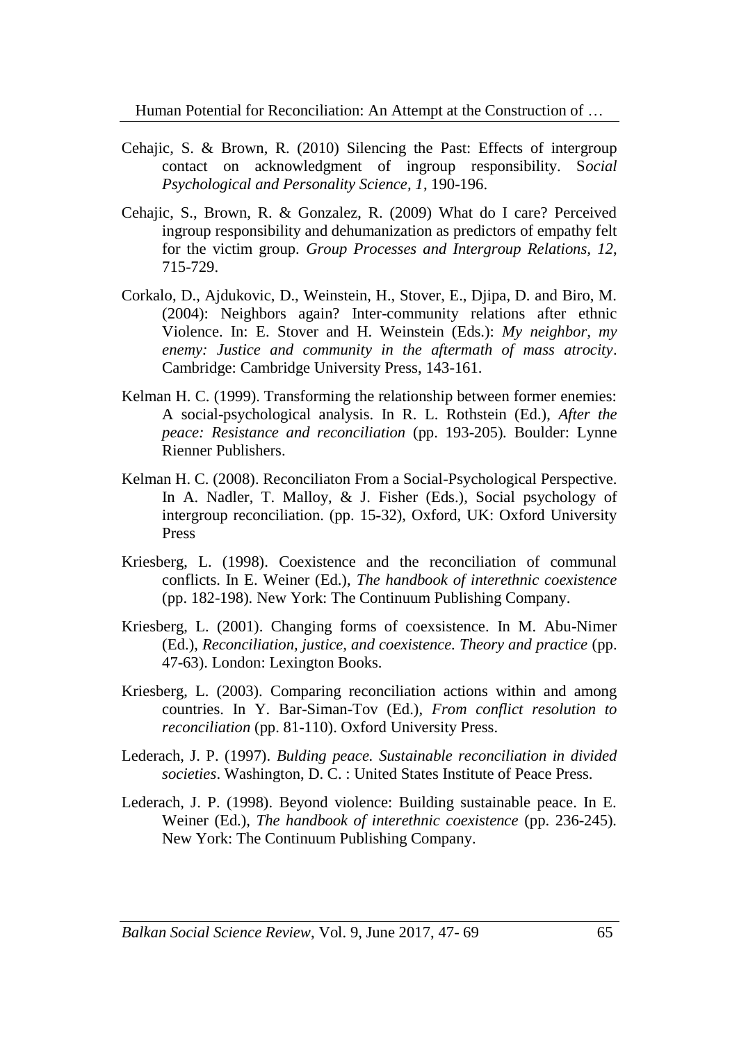Cehajic, S. & Brown, R. (2010) Silencing the Past: Effects of intergroup contact on acknowledgment of ingroup responsibility. S*ocial Psychological and Personality Science, 1*, 190-196.

Cehajic, S., Brown, R. & Gonzalez, R. (2009) What do I care? Perceived ingroup responsibility and dehumanization as predictors of empathy felt for the victim group. *Group Processes and Intergroup Relations, 12*, 715-729.

Corkalo, D., Ajdukovic, D., Weinstein, H., Stover, E., Djipa, D. and Biro, M. (2004): Neighbors again? Inter-community relations after ethnic Violence. In: E. Stover and H. Weinstein (Eds.): *My neighbor, my enemy: Justice and community in the aftermath of mass atrocity*. Cambridge: Cambridge University Press, 143-161.

Kelman H. C. (1999). Transforming the relationship between former enemies: A social-psychological analysis. In R. L. Rothstein (Ed.), *After the peace: Resistance and reconciliation* (pp. 193-205). Boulder: Lynne Rienner Publishers.

Kelman H. C. (2008). Reconciliaton From a Social-Psychological Perspective. In A. Nadler, T. Malloy, & J. Fisher (Eds.), Social psychology of intergroup reconciliation. (pp. 15-32), Oxford, UK: Oxford University Press

Kriesberg, L. (1998). Coexistence and the reconciliation of communal conflicts. In E. Weiner (Ed.), *The handbook of interethnic coexistence* (pp. 182-198). New York: The Continuum Publishing Company.

Kriesberg, L. (2001). Changing forms of coexsistence. In M. Abu-Nimer (Ed.), *Reconciliation, justice, and coexistence. Theory and practice* (pp. 47-63). London: Lexington Books.

Kriesberg, L. (2003). Comparing reconciliation actions within and among countries. In Y. Bar-Siman-Tov (Ed.), *From conflict resolution to reconciliation* (pp. 81-110). Oxford University Press.

Lederach, J. P. (1997). *Bulding peace. Sustainable reconciliation in divided societies*. Washington, D. C. : United States Institute of Peace Press.

Lederach, J. P. (1998). Beyond violence: Building sustainable peace. In E. Weiner (Ed.), *The handbook of interethnic coexistence* (pp. 236-245). New York: The Continuum Publishing Company.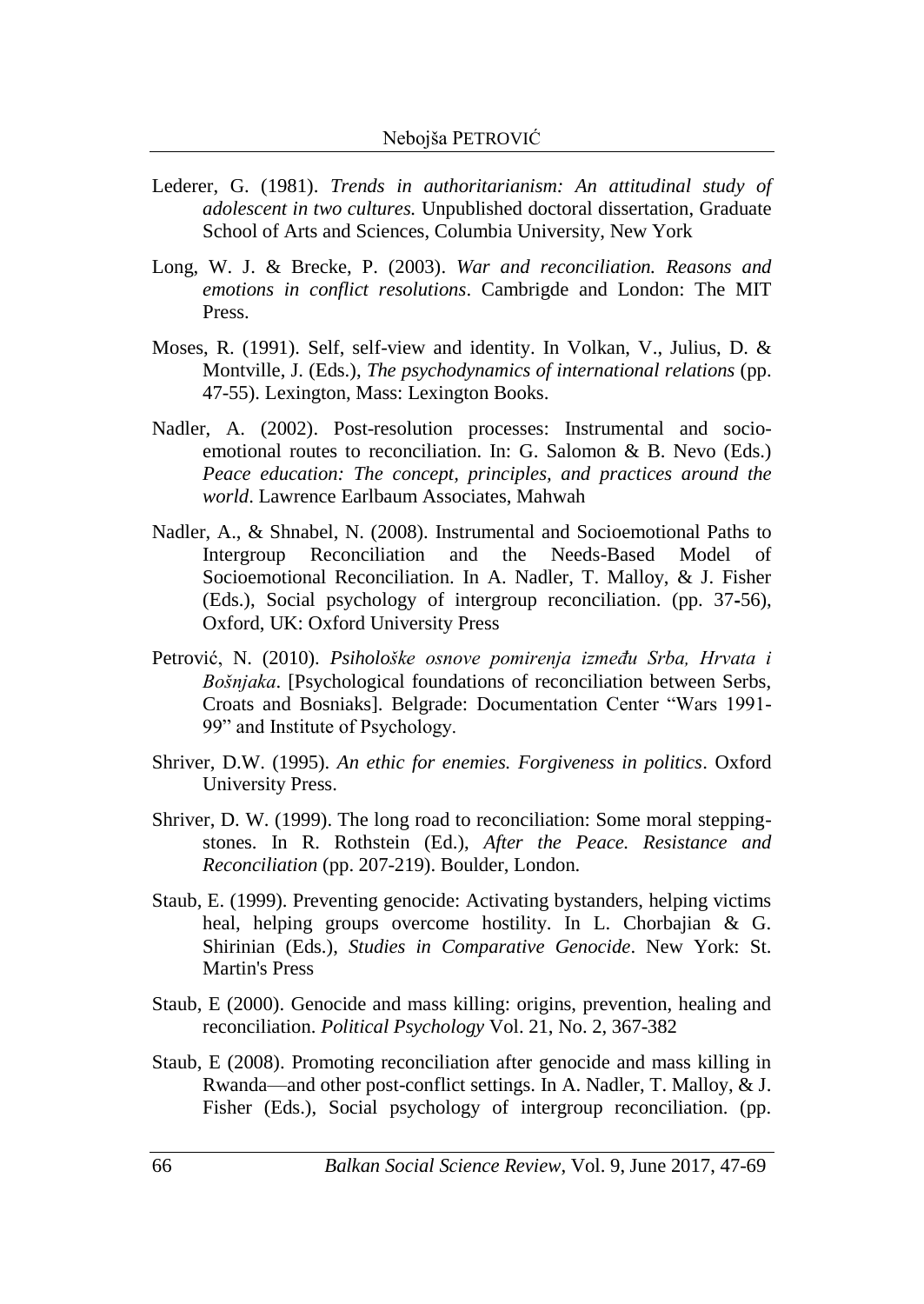Lederer, G. (1981). *Trends in authoritarianism: An attitudinal study of adolescent in two cultures.* Unpublished doctoral dissertation, Graduate School of Arts and Sciences, Columbia University, New York

Long, W. J. & Brecke, P. (2003). *War and reconciliation. Reasons and emotions in conflict resolutions*. Cambrigde and London: The MIT Press.

Moses, R. (1991). Self, self-view and identity. In Volkan, V., Julius, D. & Montville, J. (Eds.), *The psychodynamics of international relations* (pp. 47-55). Lexington, Mass: Lexington Books.

Nadler, A. (2002). Post-resolution processes: Instrumental and socio-emotional routes to reconciliation. In: G. Salomon & B. Nevo (Eds.) *Peace education: The concept, principles, and practices around the world*. Lawrence Earlbaum Associates, Mahwah

Nadler, A., & Shnabel, N. (2008). Instrumental and Socioemotional Paths to Intergroup Reconciliation and the Needs-Based Model of Socioemotional Reconciliation. In A. Nadler, T. Malloy, & J. Fisher (Eds.), Social psychology of intergroup reconciliation. (pp. 37-56), Oxford, UK: Oxford University Press

Petrović, N. (2010). *Psihološke osnove pomirenja između Srba, Hrvata i Bošnjaka*. [Psychological foundations of reconciliation between Serbs, Croats and Bosniaks]. Belgrade: Documentation Center "Wars 1991-99" and Institute of Psychology.

Shriver, D.W. (1995). *An ethic for enemies. Forgiveness in politics*. Oxford University Press.

Shriver, D. W. (1999). The long road to reconciliation: Some moral stepping-stones. In R. Rothstein (Ed.), *After the Peace. Resistance and Reconciliation* (pp. 207-219). Boulder, London.

Staub, E. (1999). Preventing genocide: Activating bystanders, helping victims heal, helping groups overcome hostility. In L. Chorbajian & G. Shirinian (Eds.), *Studies in Comparative Genocide*. New York: St. Martin's Press

Staub, E (2000). Genocide and mass killing: origins, prevention, healing and reconciliation. *Political Psychology* Vol. 21, No. 2, 367-382

Staub, E (2008). Promoting reconciliation after genocide and mass killing in Rwanda—and other post-conflict settings. In A. Nadler, T. Malloy, & J. Fisher (Eds.), Social psychology of intergroup reconciliation. (pp.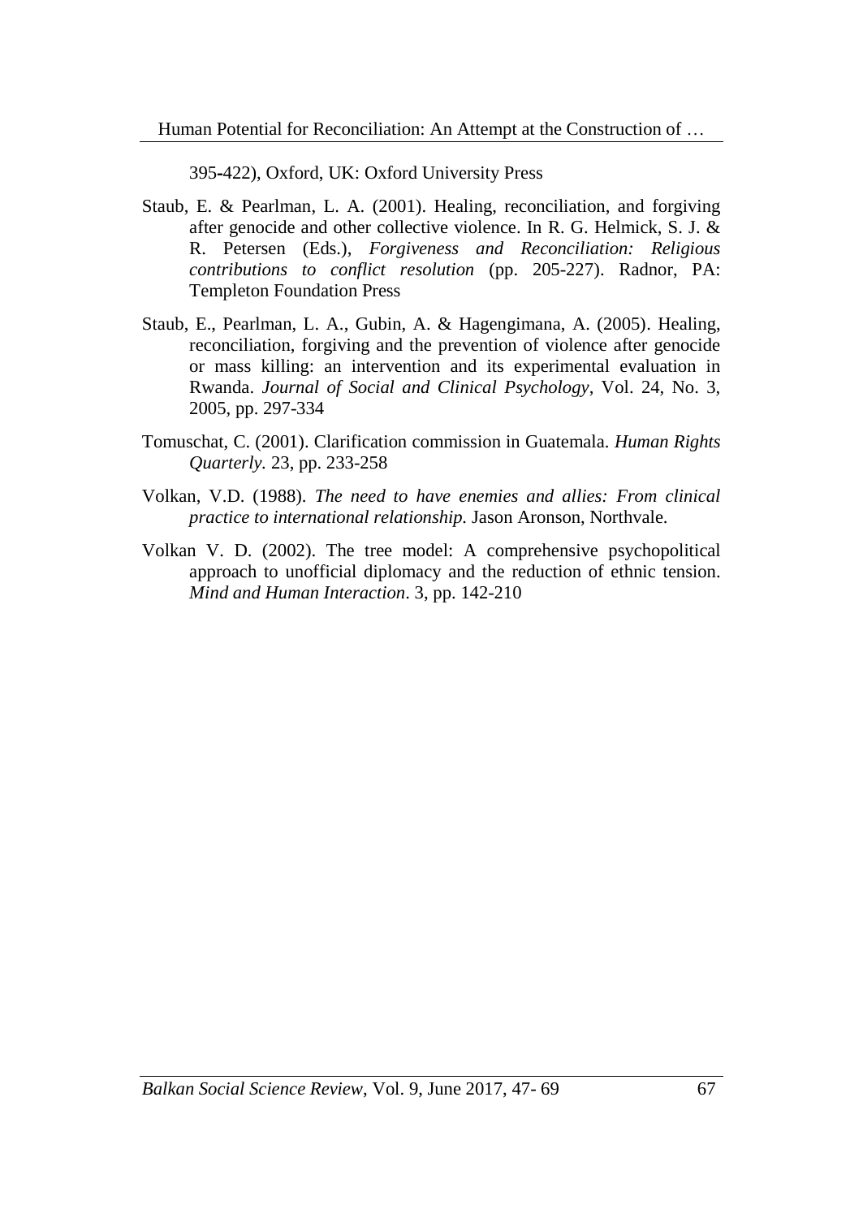395-422), Oxford, UK: Oxford University Press

Staub, E. & Pearlman, L. A. (2001). Healing, reconciliation, and forgiving after genocide and other collective violence. In R. G. Helmick, S. J. & R. Petersen (Eds.), *Forgiveness and Reconciliation: Religious contributions to conflict resolution* (pp. 205-227). Radnor, PA: Templeton Foundation Press

Staub, E., Pearlman, L. A., Gubin, A. & Hagengimana, A. (2005). Healing, reconciliation, forgiving and the prevention of violence after genocide or mass killing: an intervention and its experimental evaluation in Rwanda. *Journal of Social and Clinical Psychology*, Vol. 24, No. 3, 2005, pp. 297-334

Tomuschat, C. (2001). Clarification commission in Guatemala. *Human Rights Quarterly.* 23, pp. 233-258

Volkan, V.D. (1988). *The need to have enemies and allies: From clinical practice to international relationship.* Jason Aronson, Northvale.

Volkan V. D. (2002). The tree model: A comprehensive psychopolitical approach to unofficial diplomacy and the reduction of ethnic tension. *Mind and Human Interaction*. 3, pp. 142-210